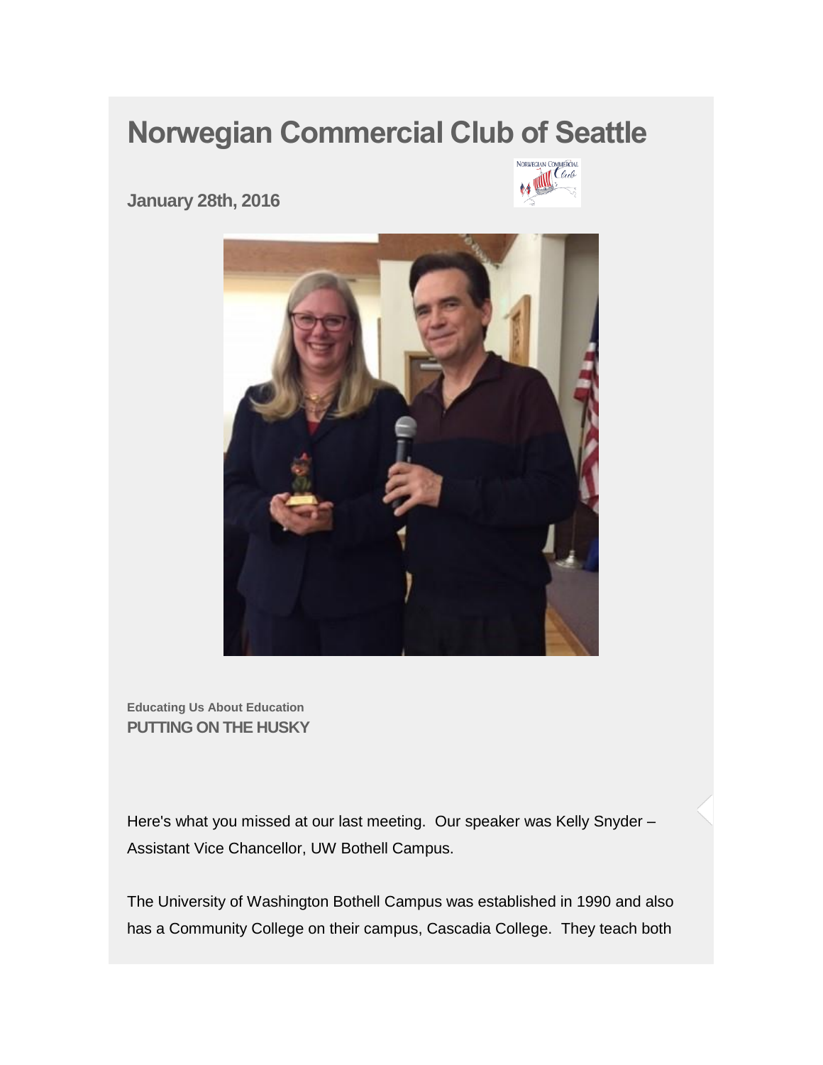# Norwegian Commercial Club of Seattle

### January 28th, 2016

**Educating Us About Education**

**PUTTING ON THE HUSKY**

Here's what you missed at our last meeting. Our speaker was Kelly Snyder – Assistant Vice Chancellor, UW Bothell Campus.

The University of Washington Bothell Campus was established in 1990 and also has a Community College on their campus, Cascadia College. They teach both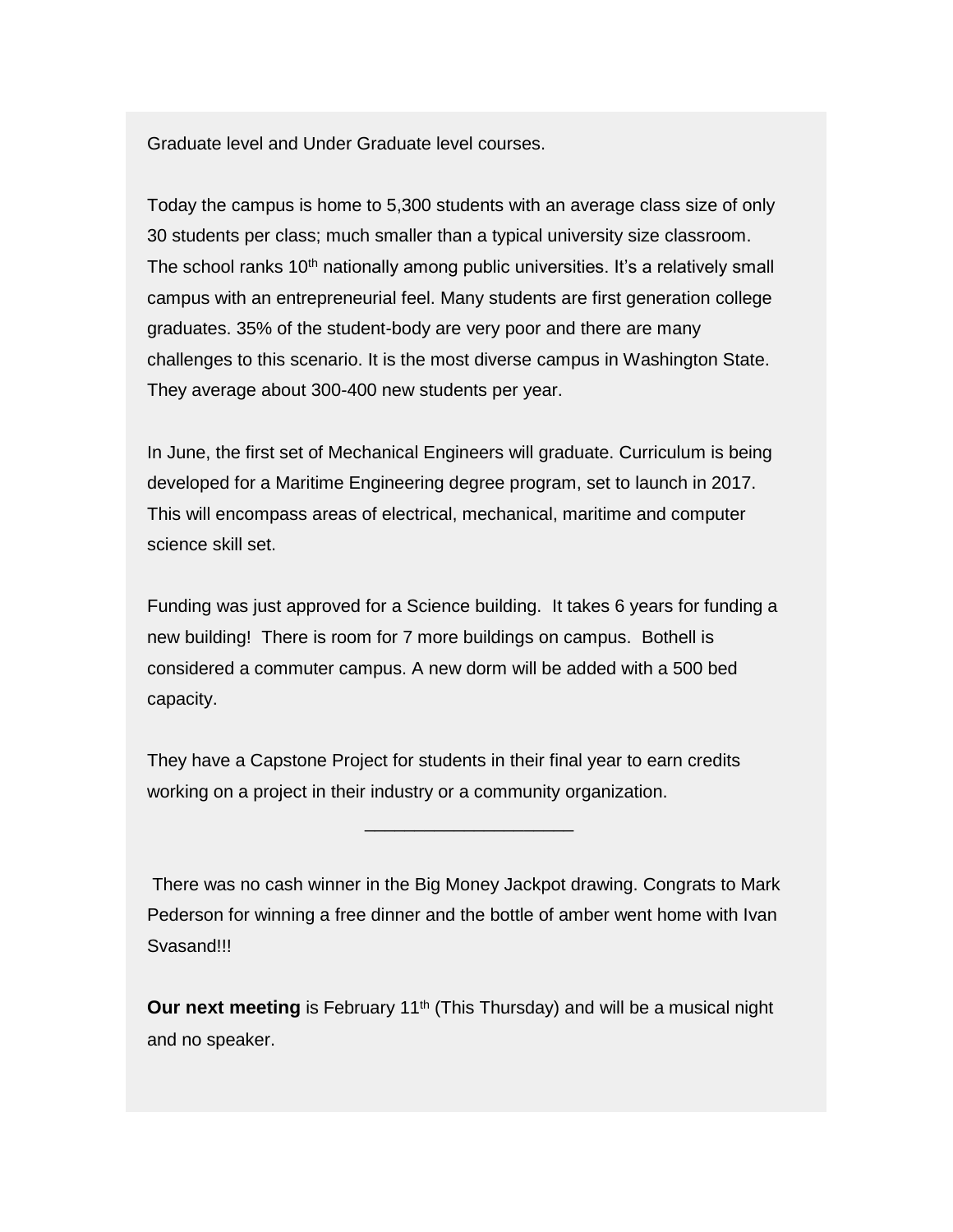Graduate level and Under Graduate level courses.

Today the campus is home to 5,300 students with an average class size of only 30 students per class; much smaller than a typical university size classroom. The school ranks 10th nationally among public universities. It's a relatively small campus with an entrepreneurial feel. Many students are first generation college graduates. 35% of the student-body are very poor and there are many challenges to this scenario. It is the most diverse campus in Washington State. They average about 300-400 new students per year.

In June, the first set of Mechanical Engineers will graduate. Curriculum is being developed for a Maritime Engineering degree program, set to launch in 2017. This will encompass areas of electrical, mechanical, maritime and computer science skill set.

Funding was just approved for a Science building. It takes 6 years for funding a new building! There is room for 7 more buildings on campus. Bothell is considered a commuter campus. A new dorm will be added with a 500 bed capacity.

They have a Capstone Project for students in their final year to earn credits working on a project in their industry or a community organization.

---

There was no cash winner in the Big Money Jackpot drawing. Congrats to Mark Pederson for winning a free dinner and the bottle of amber went home with Ivan Svasand!!!

**Our next meeting** is February 11th (This Thursday) and will be a musical night and no speaker.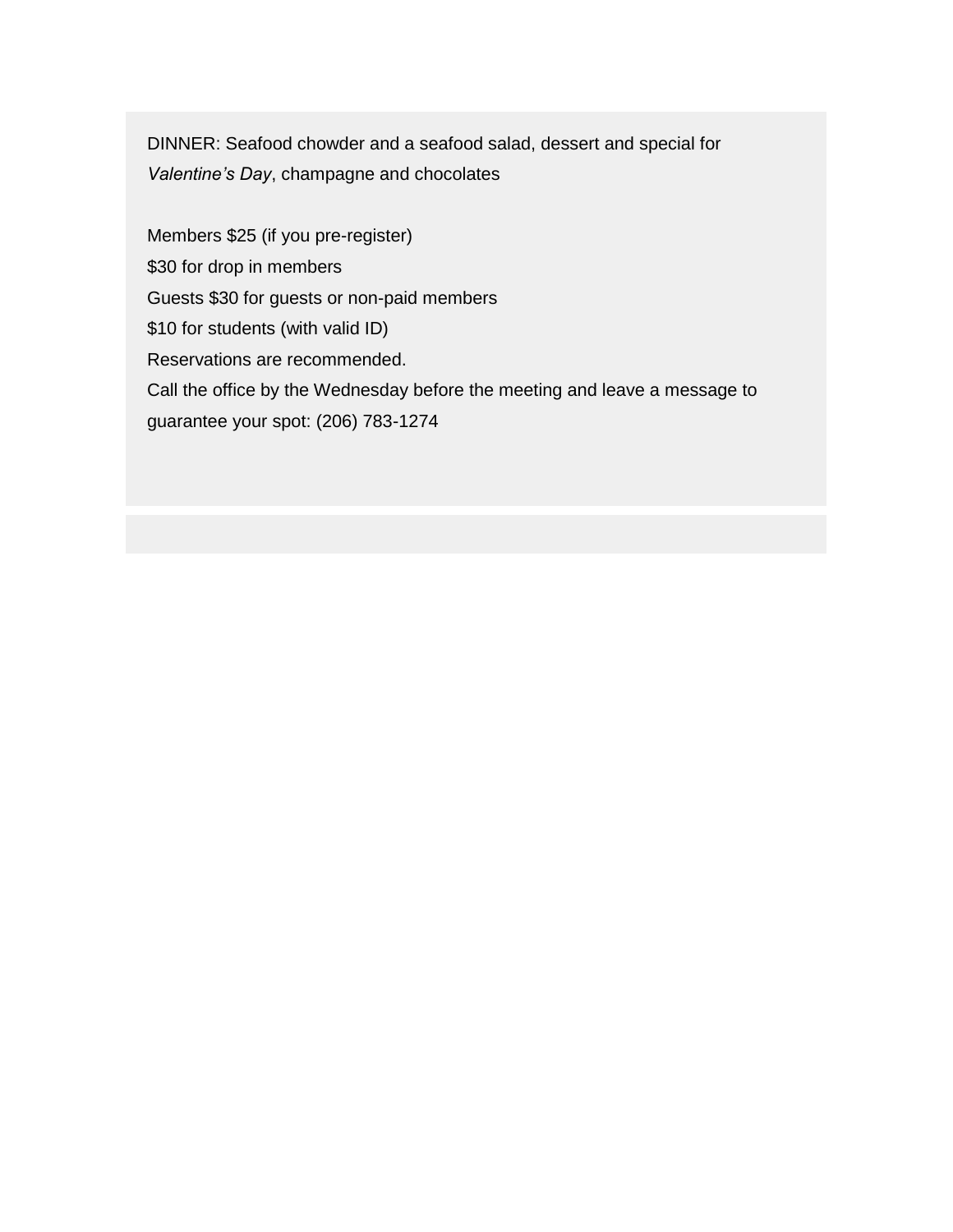DINNER: Seafood chowder and a seafood salad, dessert and special for *Valentine's Day*, champagne and chocolates

Members $25 (if you pre-register)
$30 for drop in members
Guests $30 for guests or non-paid members
$10 for students (with valid ID)
Reservations are recommended.
Call the office by the Wednesday before the meeting and leave a message to guarantee your spot: (206) 783-1274